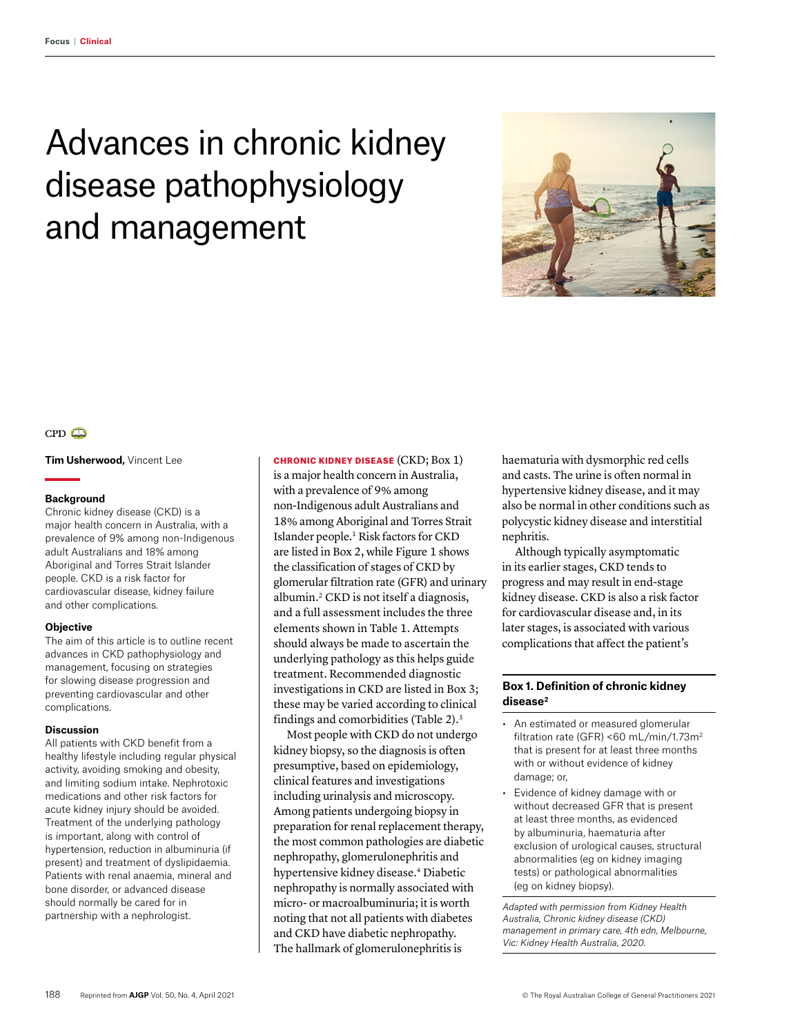# Advances in chronic kidney disease pathophysiology and management

CPD

**Tim Usherwood,** Vincent Lee

### Background

Chronic kidney disease (CKD) is a major health concern in Australia, with a prevalence of 9% among non-Indigenous adult Australians and 18% among Aboriginal and Torres Strait Islander people. CKD is a risk factor for cardiovascular disease, kidney failure and other complications.

### Objective

The aim of this article is to outline recent advances in CKD pathophysiology and management, focusing on strategies for slowing disease progression and preventing cardiovascular and other complications.

### Discussion

All patients with CKD benefit from a healthy lifestyle including regular physical activity, avoiding smoking and obesity, and limiting sodium intake. Nephrotoxic medications and other risk factors for acute kidney injury should be avoided. Treatment of the underlying pathology is important, along with control of hypertension, reduction in albuminuria (if present) and treatment of dyslipidaemia. Patients with renal anaemia, mineral and bone disorder, or advanced disease should normally be cared for in partnership with a nephrologist.

**CHRONIC KIDNEY DISEASE** (CKD; Box 1) is a major health concern in Australia, with a prevalence of 9% among non-Indigenous adult Australians and 18% among Aboriginal and Torres Strait Islander people.[1] Risk factors for CKD are listed in Box 2, while Figure 1 shows the classification of stages of CKD by glomerular filtration rate (GFR) and urinary albumin.[2] CKD is not itself a diagnosis, and a full assessment includes the three elements shown in Table 1. Attempts should always be made to ascertain the underlying pathology as this helps guide treatment. Recommended diagnostic investigations in CKD are listed in Box 3; these may be varied according to clinical findings and comorbidities (Table 2).[3]

Most people with CKD do not undergo kidney biopsy, so the diagnosis is often presumptive, based on epidemiology, clinical features and investigations including urinalysis and microscopy. Among patients undergoing biopsy in preparation for renal replacement therapy, the most common pathologies are diabetic nephropathy, glomerulonephritis and hypertensive kidney disease.[4] Diabetic nephropathy is normally associated with micro- or macroalbuminuria; it is worth noting that not all patients with diabetes and CKD have diabetic nephropathy. The hallmark of glomerulonephritis is haematuria with dysmorphic red cells and casts. The urine is often normal in hypertensive kidney disease, and it may also be normal in other conditions such as polycystic kidney disease and interstitial nephritis.

Although typically asymptomatic in its earlier stages, CKD tends to progress and may result in end-stage kidney disease. CKD is also a risk factor for cardiovascular disease and, in its later stages, is associated with various complications that affect the patient's

**Box 1. Definition of chronic kidney disease[2]**

- An estimated or measured glomerular filtration rate (GFR) <60 mL/min/1.73m[2] that is present for at least three months with or without evidence of kidney damage; or,
- Evidence of kidney damage with or without decreased GFR that is present at least three months, as evidenced by albuminuria, haematuria after exclusion of urological causes, structural abnormalities (eg on kidney imaging tests) or pathological abnormalities (eg on kidney biopsy).

*Adapted with permission from Kidney Health Australia, Chronic kidney disease (CKD) management in primary care, 4th edn, Melbourne, Vic: Kidney Health Australia, 2020.*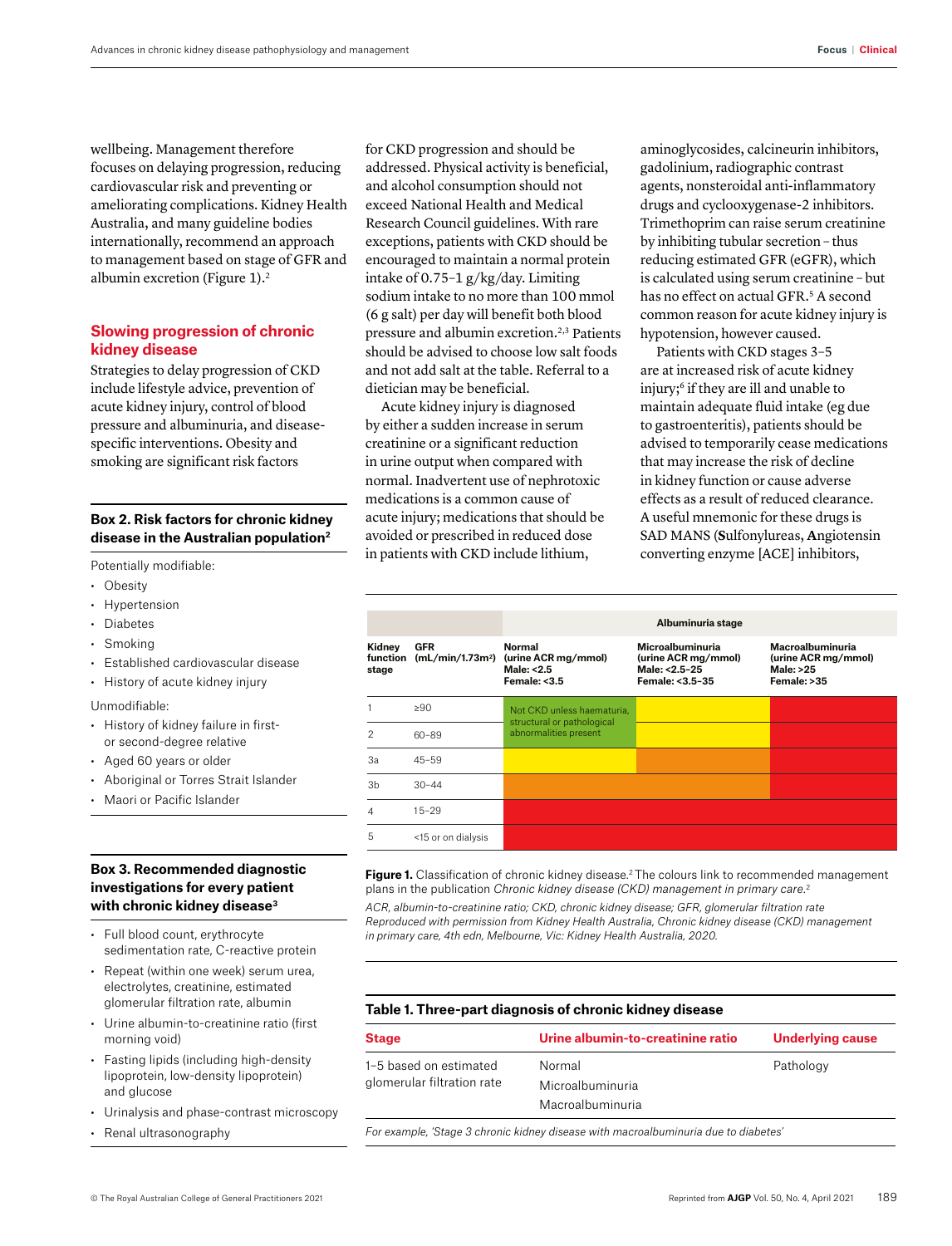wellbeing. Management therefore focuses on delaying progression, reducing cardiovascular risk and preventing or ameliorating complications. Kidney Health Australia, and many guideline bodies internationally, recommend an approach to management based on stage of GFR and albumin excretion (Figure 1).[2]

## Slowing progression of chronic kidney disease

Strategies to delay progression of CKD include lifestyle advice, prevention of acute kidney injury, control of blood pressure and albuminuria, and disease-specific interventions. Obesity and smoking are significant risk factors for CKD progression and should be addressed. Physical activity is beneficial, and alcohol consumption should not exceed National Health and Medical Research Council guidelines. With rare exceptions, patients with CKD should be encouraged to maintain a normal protein intake of 0.75–1 g/kg/day. Limiting sodium intake to no more than 100 mmol (6 g salt) per day will benefit both blood pressure and albumin excretion.[2,3] Patients should be advised to choose low salt foods and not add salt at the table. Referral to a dietician may be beneficial.

Acute kidney injury is diagnosed by either a sudden increase in serum creatinine or a significant reduction in urine output when compared with normal. Inadvertent use of nephrotoxic medications is a common cause of acute injury; medications that should be avoided or prescribed in reduced dose in patients with CKD include lithium, aminoglycosides, calcineurin inhibitors, gadolinium, radiographic contrast agents, nonsteroidal anti-inflammatory drugs and cyclooxygenase-2 inhibitors. Trimethoprim can raise serum creatinine by inhibiting tubular secretion – thus reducing estimated GFR (eGFR), which is calculated using serum creatinine – but has no effect on actual GFR.[5] A second common reason for acute kidney injury is hypotension, however caused.

Patients with CKD stages 3–5 are at increased risk of acute kidney injury;[6] if they are ill and unable to maintain adequate fluid intake (eg due to gastroenteritis), patients should be advised to temporarily cease medications that may increase the risk of decline in kidney function or cause adverse effects as a result of reduced clearance. A useful mnemonic for these drugs is SAD MANS (**S**ulfonylureas, **A**ngiotensin converting enzyme [ACE] inhibitors,

### Box 2. Risk factors for chronic kidney disease in the Australian population[2]

Potentially modifiable:

- Obesity
- Hypertension
- Diabetes
- Smoking
- Established cardiovascular disease
- History of acute kidney injury

Unmodifiable:

- History of kidney failure in first- or second-degree relative
- Aged 60 years or older
- Aboriginal or Torres Strait Islander
- Maori or Pacific Islander

### Box 3. Recommended diagnostic investigations for every patient with chronic kidney disease[3]

- Full blood count, erythrocyte sedimentation rate, C-reactive protein
- Repeat (within one week) serum urea, electrolytes, creatinine, estimated glomerular filtration rate, albumin
- Urine albumin-to-creatinine ratio (first morning void)
- Fasting lipids (including high-density lipoprotein, low-density lipoprotein) and glucose
- Urinalysis and phase-contrast microscopy
- Renal ultrasonography

| | | Albuminuria stage | | |
|---|---|---|---|---|
| **Kidney function stage** | **GFR (mL/min/1.73m²)** | **Normal (urine ACR mg/mmol) Male: <2.5 Female: <3.5** | **Microalbuminuria (urine ACR mg/mmol) Male: <2.5–25 Female: <3.5–35** | **Macroalbuminuria (urine ACR mg/mmol) Male: >25 Female: >35** |
| 1 | ≥90 | Not CKD unless haematuria, structural or pathological abnormalities present (green) | (yellow) | (red) |
| 2 | 60–89 | Not CKD unless haematuria, structural or pathological abnormalities present (green) | (yellow) | (red) |
| 3a | 45–59 | (yellow) | (orange) | (red) |
| 3b | 30–44 | (orange) | (orange) | (red) |
| 4 | 15–29 | (red) | (red) | (red) |
| 5 | <15 or on dialysis | (red) | (red) | (red) |

**Figure 1.** Classification of chronic kidney disease.[2] The colours link to recommended management plans in the publication *Chronic kidney disease (CKD) management in primary care.*[2]

*ACR, albumin-to-creatinine ratio; CKD, chronic kidney disease; GFR, glomerular filtration rate*
*Reproduced with permission from Kidney Health Australia, Chronic kidney disease (CKD) management in primary care, 4th edn, Melbourne, Vic: Kidney Health Australia, 2020.*

**Table 1. Three-part diagnosis of chronic kidney disease**

| Stage | Urine albumin-to-creatinine ratio | Underlying cause |
|---|---|---|
| 1–5 based on estimated glomerular filtration rate | Normal<br>Microalbuminuria<br>Macroalbuminuria | Pathology |

*For example, 'Stage 3 chronic kidney disease with macroalbuminuria due to diabetes'*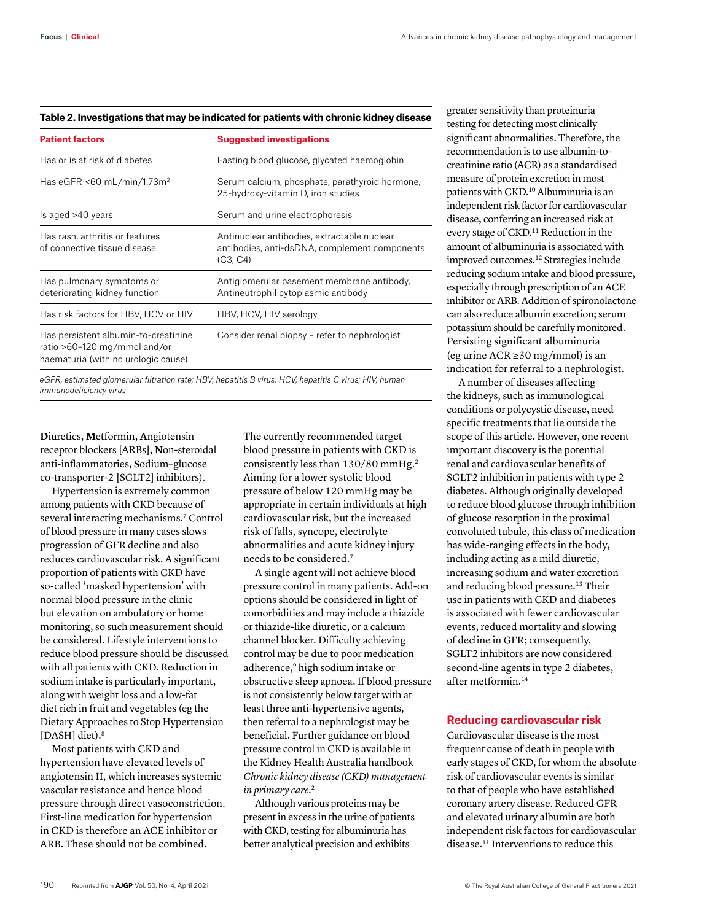**Table 2. Investigations that may be indicated for patients with chronic kidney disease**

| Patient factors | Suggested investigations |
|---|---|
| Has or is at risk of diabetes | Fasting blood glucose, glycated haemoglobin |
| Has eGFR <60 mL/min/1.73m$^2$ | Serum calcium, phosphate, parathyroid hormone, 25-hydroxy-vitamin D, iron studies |
| Is aged >40 years | Serum and urine electrophoresis |
| Has rash, arthritis or features of connective tissue disease | Antinuclear antibodies, extractable nuclear antibodies, anti-dsDNA, complement components (C3, C4) |
| Has pulmonary symptoms or deteriorating kidney function | Antiglomerular basement membrane antibody, Antineutrophil cytoplasmic antibody |
| Has risk factors for HBV, HCV or HIV | HBV, HCV, HIV serology |
| Has persistent albumin-to-creatinine ratio >60–120 mg/mmol and/or haematuria (with no urologic cause) | Consider renal biopsy – refer to nephrologist |

*eGFR, estimated glomerular filtration rate; HBV, hepatitis B virus; HCV, hepatitis C virus; HIV, human immunodeficiency virus*

**D**iuretics, **M**etformin, **A**ngiotensin receptor blockers [ARBs], **N**on-steroidal anti-inflammatories, **S**odium–glucose co-transporter-2 [SGLT2] inhibitors).

Hypertension is extremely common among patients with CKD because of several interacting mechanisms.[7] Control of blood pressure in many cases slows progression of GFR decline and also reduces cardiovascular risk. A significant proportion of patients with CKD have so-called 'masked hypertension' with normal blood pressure in the clinic but elevation on ambulatory or home monitoring, so such measurement should be considered. Lifestyle interventions to reduce blood pressure should be discussed with all patients with CKD. Reduction in sodium intake is particularly important, along with weight loss and a low-fat diet rich in fruit and vegetables (eg the Dietary Approaches to Stop Hypertension [DASH] diet).[8]

Most patients with CKD and hypertension have elevated levels of angiotensin II, which increases systemic vascular resistance and hence blood pressure through direct vasoconstriction. First-line medication for hypertension in CKD is therefore an ACE inhibitor or ARB. These should not be combined.

The currently recommended target blood pressure in patients with CKD is consistently less than 130/80 mmHg.[2] Aiming for a lower systolic blood pressure of below 120 mmHg may be appropriate in certain individuals at high cardiovascular risk, but the increased risk of falls, syncope, electrolyte abnormalities and acute kidney injury needs to be considered.[7]

A single agent will not achieve blood pressure control in many patients. Add-on options should be considered in light of comorbidities and may include a thiazide or thiazide-like diuretic, or a calcium channel blocker. Difficulty achieving control may be due to poor medication adherence,[9] high sodium intake or obstructive sleep apnoea. If blood pressure is not consistently below target with at least three anti-hypertensive agents, then referral to a nephrologist may be beneficial. Further guidance on blood pressure control in CKD is available in the Kidney Health Australia handbook *Chronic kidney disease (CKD) management in primary care*.[2]

Although various proteins may be present in excess in the urine of patients with CKD, testing for albuminuria has better analytical precision and exhibits greater sensitivity than proteinuria testing for detecting most clinically significant abnormalities. Therefore, the recommendation is to use albumin-to-creatinine ratio (ACR) as a standardised measure of protein excretion in most patients with CKD.[10] Albuminuria is an independent risk factor for cardiovascular disease, conferring an increased risk at every stage of CKD.[11] Reduction in the amount of albuminuria is associated with improved outcomes.[12] Strategies include reducing sodium intake and blood pressure, especially through prescription of an ACE inhibitor or ARB. Addition of spironolactone can also reduce albumin excretion; serum potassium should be carefully monitored. Persisting significant albuminuria (eg urine ACR ≥30 mg/mmol) is an indication for referral to a nephrologist.

A number of diseases affecting the kidneys, such as immunological conditions or polycystic disease, need specific treatments that lie outside the scope of this article. However, one recent important discovery is the potential renal and cardiovascular benefits of SGLT2 inhibition in patients with type 2 diabetes. Although originally developed to reduce blood glucose through inhibition of glucose resorption in the proximal convoluted tubule, this class of medication has wide-ranging effects in the body, including acting as a mild diuretic, increasing sodium and water excretion and reducing blood pressure.[13] Their use in patients with CKD and diabetes is associated with fewer cardiovascular events, reduced mortality and slowing of decline in GFR; consequently, SGLT2 inhibitors are now considered second-line agents in type 2 diabetes, after metformin.[14]

## Reducing cardiovascular risk

Cardiovascular disease is the most frequent cause of death in people with early stages of CKD, for whom the absolute risk of cardiovascular events is similar to that of people who have established coronary artery disease. Reduced GFR and elevated urinary albumin are both independent risk factors for cardiovascular disease.[11] Interventions to reduce this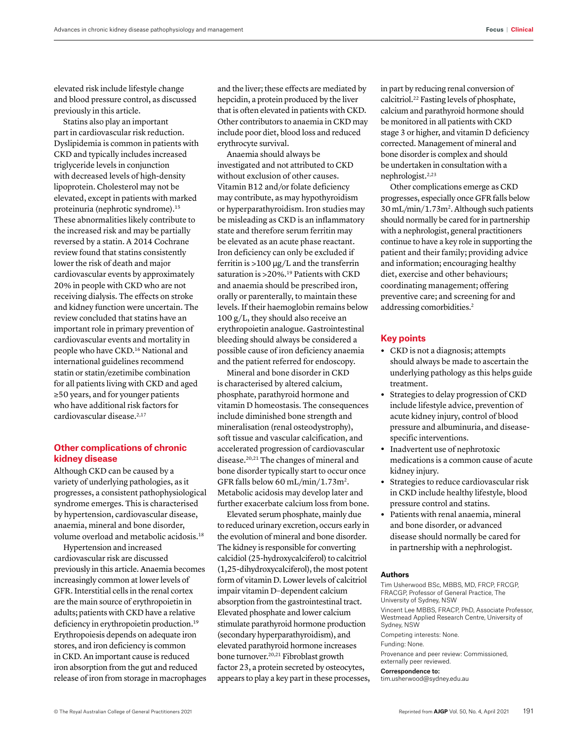elevated risk include lifestyle change and blood pressure control, as discussed previously in this article.

Statins also play an important part in cardiovascular risk reduction. Dyslipidemia is common in patients with CKD and typically includes increased triglyceride levels in conjunction with decreased levels of high-density lipoprotein. Cholesterol may not be elevated, except in patients with marked proteinuria (nephrotic syndrome).[15] These abnormalities likely contribute to the increased risk and may be partially reversed by a statin. A 2014 Cochrane review found that statins consistently lower the risk of death and major cardiovascular events by approximately 20% in people with CKD who are not receiving dialysis. The effects on stroke and kidney function were uncertain. The review concluded that statins have an important role in primary prevention of cardiovascular events and mortality in people who have CKD.[16] National and international guidelines recommend statin or statin/ezetimibe combination for all patients living with CKD and aged ≥50 years, and for younger patients who have additional risk factors for cardiovascular disease.[2,17]

## Other complications of chronic kidney disease

Although CKD can be caused by a variety of underlying pathologies, as it progresses, a consistent pathophysiological syndrome emerges. This is characterised by hypertension, cardiovascular disease, anaemia, mineral and bone disorder, volume overload and metabolic acidosis.[18]

Hypertension and increased cardiovascular risk are discussed previously in this article. Anaemia becomes increasingly common at lower levels of GFR. Interstitial cells in the renal cortex are the main source of erythropoietin in adults; patients with CKD have a relative deficiency in erythropoietin production.[19] Erythropoiesis depends on adequate iron stores, and iron deficiency is common in CKD. An important cause is reduced iron absorption from the gut and reduced release of iron from storage in macrophages and the liver; these effects are mediated by hepcidin, a protein produced by the liver that is often elevated in patients with CKD. Other contributors to anaemia in CKD may include poor diet, blood loss and reduced erythrocyte survival.

Anaemia should always be investigated and not attributed to CKD without exclusion of other causes. Vitamin B12 and/or folate deficiency may contribute, as may hypothyroidism or hyperparathyroidism. Iron studies may be misleading as CKD is an inflammatory state and therefore serum ferritin may be elevated as an acute phase reactant. Iron deficiency can only be excluded if ferritin is >100 μg/L and the transferrin saturation is >20%.[19] Patients with CKD and anaemia should be prescribed iron, orally or parenterally, to maintain these levels. If their haemoglobin remains below 100 g/L, they should also receive an erythropoietin analogue. Gastrointestinal bleeding should always be considered a possible cause of iron deficiency anaemia and the patient referred for endoscopy.

Mineral and bone disorder in CKD is characterised by altered calcium, phosphate, parathyroid hormone and vitamin D homeostasis. The consequences include diminished bone strength and mineralisation (renal osteodystrophy), soft tissue and vascular calcification, and accelerated progression of cardiovascular disease.[20,21] The changes of mineral and bone disorder typically start to occur once GFR falls below 60 mL/min/1.73m$^2$. Metabolic acidosis may develop later and further exacerbate calcium loss from bone.

Elevated serum phosphate, mainly due to reduced urinary excretion, occurs early in the evolution of mineral and bone disorder. The kidney is responsible for converting calcidiol (25-hydroxycalciferol) to calcitriol (1,25-dihydroxycalciferol), the most potent form of vitamin D. Lower levels of calcitriol impair vitamin D–dependent calcium absorption from the gastrointestinal tract. Elevated phosphate and lower calcium stimulate parathyroid hormone production (secondary hyperparathyroidism), and elevated parathyroid hormone increases bone turnover.[20,21] Fibroblast growth factor 23, a protein secreted by osteocytes, appears to play a key part in these processes, in part by reducing renal conversion of calcitriol.[22] Fasting levels of phosphate, calcium and parathyroid hormone should be monitored in all patients with CKD stage 3 or higher, and vitamin D deficiency corrected. Management of mineral and bone disorder is complex and should be undertaken in consultation with a nephrologist.[2,23]

Other complications emerge as CKD progresses, especially once GFR falls below 30 mL/min/1.73m$^2$. Although such patients should normally be cared for in partnership with a nephrologist, general practitioners continue to have a key role in supporting the patient and their family; providing advice and information; encouraging healthy diet, exercise and other behaviours; coordinating management; offering preventive care; and screening for and addressing comorbidities.[2]

## Key points

- CKD is not a diagnosis; attempts should always be made to ascertain the underlying pathology as this helps guide treatment.
- Strategies to delay progression of CKD include lifestyle advice, prevention of acute kidney injury, control of blood pressure and albuminuria, and disease-specific interventions.
- Inadvertent use of nephrotoxic medications is a common cause of acute kidney injury.
- Strategies to reduce cardiovascular risk in CKD include healthy lifestyle, blood pressure control and statins.
- Patients with renal anaemia, mineral and bone disorder, or advanced disease should normally be cared for in partnership with a nephrologist.

### Authors

Tim Usherwood BSc, MBBS, MD, FRCP, FRCGP, FRACGP, Professor of General Practice, The University of Sydney, NSW

Vincent Lee MBBS, FRACP, PhD, Associate Professor, Westmead Applied Research Centre, University of Sydney, NSW

Competing interests: None.

Funding: None.

Provenance and peer review: Commissioned, externally peer reviewed.

**Correspondence to:**
tim.usherwood@sydney.edu.au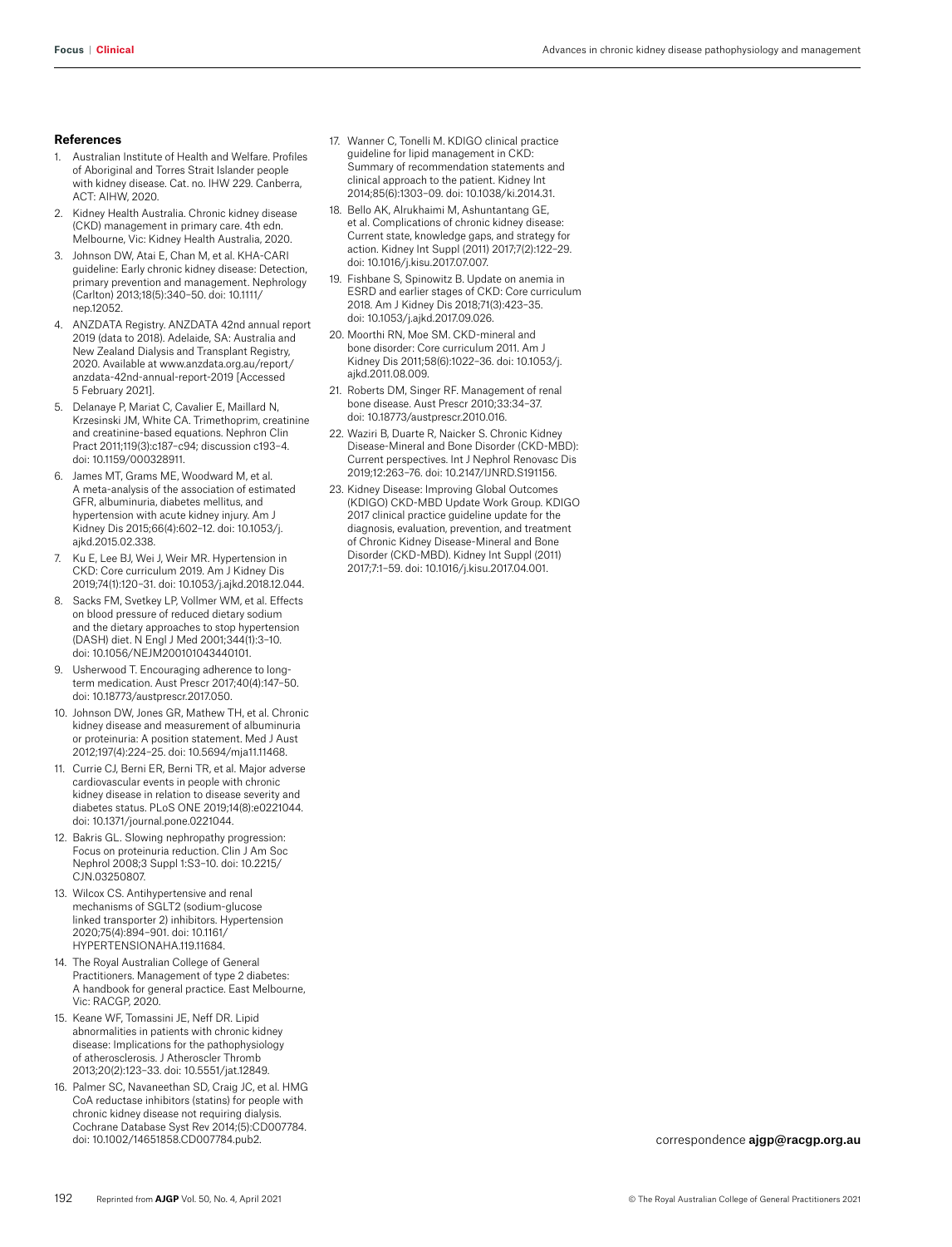## References

1. Australian Institute of Health and Welfare. Profiles of Aboriginal and Torres Strait Islander people with kidney disease. Cat. no. IHW 229. Canberra, ACT: AIHW, 2020.
2. Kidney Health Australia. Chronic kidney disease (CKD) management in primary care. 4th edn. Melbourne, Vic: Kidney Health Australia, 2020.
3. Johnson DW, Atai E, Chan M, et al. KHA-CARI guideline: Early chronic kidney disease: Detection, primary prevention and management. Nephrology (Carlton) 2013;18(5):340–50. doi: 10.1111/nep.12052.
4. ANZDATA Registry. ANZDATA 42nd annual report 2019 (data to 2018). Adelaide, SA: Australia and New Zealand Dialysis and Transplant Registry, 2020. Available at www.anzdata.org.au/report/anzdata-42nd-annual-report-2019 [Accessed 5 February 2021].
5. Delanaye P, Mariat C, Cavalier E, Maillard N, Krzesinski JM, White CA. Trimethoprim, creatinine and creatinine-based equations. Nephron Clin Pract 2011;119(3):c187–c94; discussion c193–4. doi: 10.1159/000328911.
6. James MT, Grams ME, Woodward M, et al. A meta-analysis of the association of estimated GFR, albuminuria, diabetes mellitus, and hypertension with acute kidney injury. Am J Kidney Dis 2015;66(4):602–12. doi: 10.1053/j.ajkd.2015.02.338.
7. Ku E, Lee BJ, Wei J, Weir MR. Hypertension in CKD: Core curriculum 2019. Am J Kidney Dis 2019;74(1):120–31. doi: 10.1053/j.ajkd.2018.12.044.
8. Sacks FM, Svetkey LP, Vollmer WM, et al. Effects on blood pressure of reduced dietary sodium and the dietary approaches to stop hypertension (DASH) diet. N Engl J Med 2001;344(1):3–10. doi: 10.1056/NEJM200101043440101.
9. Usherwood T. Encouraging adherence to long-term medication. Aust Prescr 2017;40(4):147–50. doi: 10.18773/austprescr.2017.050.
10. Johnson DW, Jones GR, Mathew TH, et al. Chronic kidney disease and measurement of albuminuria or proteinuria: A position statement. Med J Aust 2012;197(4):224–25. doi: 10.5694/mja11.11468.
11. Currie CJ, Berni ER, Berni TR, et al. Major adverse cardiovascular events in people with chronic kidney disease in relation to disease severity and diabetes status. PLoS ONE 2019;14(8):e0221044. doi: 10.1371/journal.pone.0221044.
12. Bakris GL. Slowing nephropathy progression: Focus on proteinuria reduction. Clin J Am Soc Nephrol 2008;3 Suppl 1:S3–10. doi: 10.2215/CJN.03250807.
13. Wilcox CS. Antihypertensive and renal mechanisms of SGLT2 (sodium-glucose linked transporter 2) inhibitors. Hypertension 2020;75(4):894–901. doi: 10.1161/HYPERTENSIONAHA.119.11684.
14. The Royal Australian College of General Practitioners. Management of type 2 diabetes: A handbook for general practice. East Melbourne, Vic: RACGP, 2020.
15. Keane WF, Tomassini JE, Neff DR. Lipid abnormalities in patients with chronic kidney disease: Implications for the pathophysiology of atherosclerosis. J Atheroscler Thromb 2013;20(2):123–33. doi: 10.5551/jat.12849.
16. Palmer SC, Navaneethan SD, Craig JC, et al. HMG CoA reductase inhibitors (statins) for people with chronic kidney disease not requiring dialysis. Cochrane Database Syst Rev 2014;(5):CD007784. doi: 10.1002/14651858.CD007784.pub2.
17. Wanner C, Tonelli M. KDIGO clinical practice guideline for lipid management in CKD: Summary of recommendation statements and clinical approach to the patient. Kidney Int 2014;85(6):1303–09. doi: 10.1038/ki.2014.31.
18. Bello AK, Alrukhaimi M, Ashuntantang GE, et al. Complications of chronic kidney disease: Current state, knowledge gaps, and strategy for action. Kidney Int Suppl (2011) 2017;7(2):122–29. doi: 10.1016/j.kisu.2017.07.007.
19. Fishbane S, Spinowitz B. Update on anemia in ESRD and earlier stages of CKD: Core curriculum 2018. Am J Kidney Dis 2018;71(3):423–35. doi: 10.1053/j.ajkd.2017.09.026.
20. Moorthi RN, Moe SM. CKD-mineral and bone disorder: Core curriculum 2011. Am J Kidney Dis 2011;58(6):1022–36. doi: 10.1053/j.ajkd.2011.08.009.
21. Roberts DM, Singer RF. Management of renal bone disease. Aust Prescr 2010;33:34–37. doi: 10.18773/austprescr.2010.016.
22. Waziri B, Duarte R, Naicker S. Chronic Kidney Disease-Mineral and Bone Disorder (CKD-MBD): Current perspectives. Int J Nephrol Renovasc Dis 2019;12:263–76. doi: 10.2147/IJNRD.S191156.
23. Kidney Disease: Improving Global Outcomes (KDIGO) CKD-MBD Update Work Group. KDIGO 2017 clinical practice guideline update for the diagnosis, evaluation, prevention, and treatment of Chronic Kidney Disease-Mineral and Bone Disorder (CKD-MBD). Kidney Int Suppl (2011) 2017;7:1–59. doi: 10.1016/j.kisu.2017.04.001.

correspondence **ajgp@racgp.org.au**